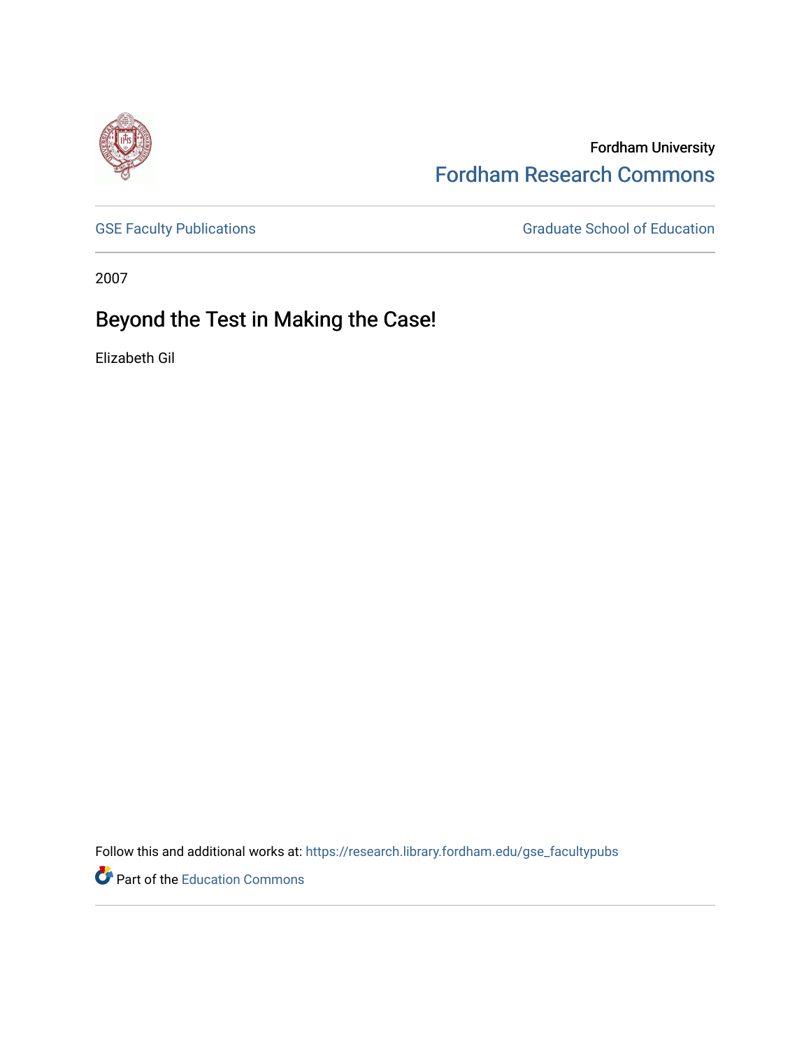Fordham University

Fordham Research Commons

GSE Faculty Publications

Graduate School of Education

2007

# Beyond the Test in Making the Case!

Elizabeth Gil

Follow this and additional works at: https://research.library.fordham.edu/gse_facultypubs

Part of the Education Commons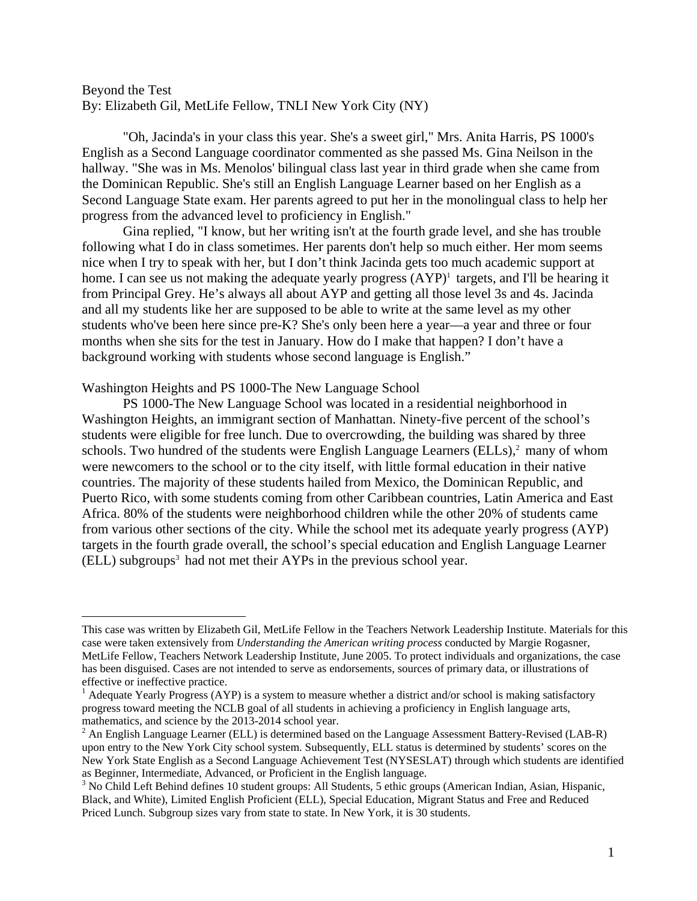Beyond the Test
By: Elizabeth Gil, MetLife Fellow, TNLI New York City (NY)

"Oh, Jacinda's in your class this year. She's a sweet girl," Mrs. Anita Harris, PS 1000's English as a Second Language coordinator commented as she passed Ms. Gina Neilson in the hallway. "She was in Ms. Menolos' bilingual class last year in third grade when she came from the Dominican Republic. She's still an English Language Learner based on her English as a Second Language State exam. Her parents agreed to put her in the monolingual class to help her progress from the advanced level to proficiency in English."

Gina replied, "I know, but her writing isn't at the fourth grade level, and she has trouble following what I do in class sometimes. Her parents don't help so much either. Her mom seems nice when I try to speak with her, but I don't think Jacinda gets too much academic support at home. I can see us not making the adequate yearly progress (AYP)[1] targets, and I'll be hearing it from Principal Grey. He's always all about AYP and getting all those level 3s and 4s. Jacinda and all my students like her are supposed to be able to write at the same level as my other students who've been here since pre-K? She's only been here a year—a year and three or four months when she sits for the test in January. How do I make that happen? I don't have a background working with students whose second language is English."

Washington Heights and PS 1000-The New Language School

PS 1000-The New Language School was located in a residential neighborhood in Washington Heights, an immigrant section of Manhattan. Ninety-five percent of the school's students were eligible for free lunch. Due to overcrowding, the building was shared by three schools. Two hundred of the students were English Language Learners (ELLs),[2] many of whom were newcomers to the school or to the city itself, with little formal education in their native countries. The majority of these students hailed from Mexico, the Dominican Republic, and Puerto Rico, with some students coming from other Caribbean countries, Latin America and East Africa. 80% of the students were neighborhood children while the other 20% of students came from various other sections of the city. While the school met its adequate yearly progress (AYP) targets in the fourth grade overall, the school's special education and English Language Learner (ELL) subgroups[3] had not met their AYPs in the previous school year.

---

This case was written by Elizabeth Gil, MetLife Fellow in the Teachers Network Leadership Institute. Materials for this case were taken extensively from *Understanding the American writing process* conducted by Margie Rogasner, MetLife Fellow, Teachers Network Leadership Institute, June 2005. To protect individuals and organizations, the case has been disguised. Cases are not intended to serve as endorsements, sources of primary data, or illustrations of effective or ineffective practice.

[1] Adequate Yearly Progress (AYP) is a system to measure whether a district and/or school is making satisfactory progress toward meeting the NCLB goal of all students in achieving a proficiency in English language arts, mathematics, and science by the 2013-2014 school year.

[2] An English Language Learner (ELL) is determined based on the Language Assessment Battery-Revised (LAB-R) upon entry to the New York City school system. Subsequently, ELL status is determined by students' scores on the New York State English as a Second Language Achievement Test (NYSESLAT) through which students are identified as Beginner, Intermediate, Advanced, or Proficient in the English language.

[3] No Child Left Behind defines 10 student groups: All Students, 5 ethic groups (American Indian, Asian, Hispanic, Black, and White), Limited English Proficient (ELL), Special Education, Migrant Status and Free and Reduced Priced Lunch. Subgroup sizes vary from state to state. In New York, it is 30 students.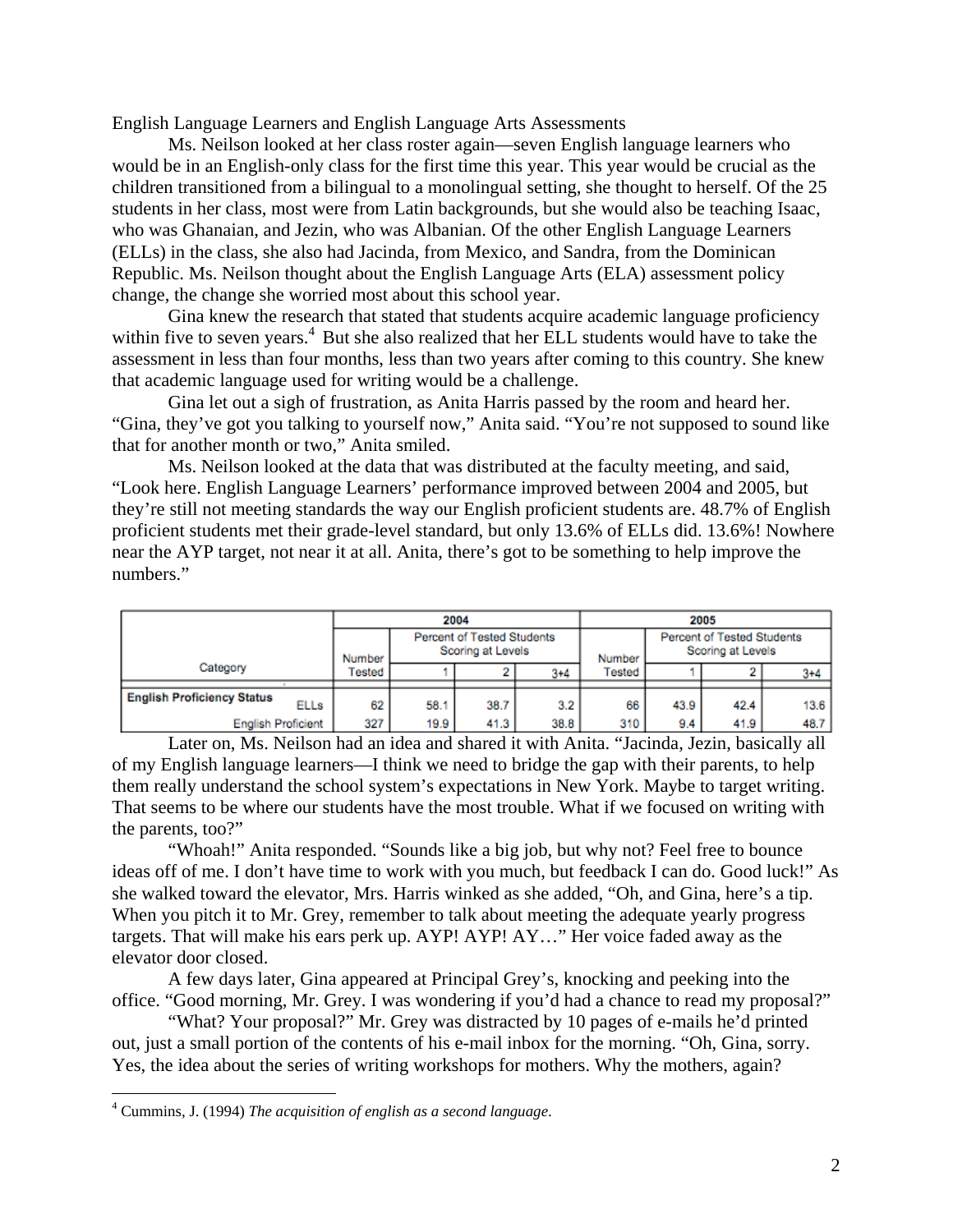English Language Learners and English Language Arts Assessments

Ms. Neilson looked at her class roster again—seven English language learners who would be in an English-only class for the first time this year. This year would be crucial as the children transitioned from a bilingual to a monolingual setting, she thought to herself. Of the 25 students in her class, most were from Latin backgrounds, but she would also be teaching Isaac, who was Ghanaian, and Jezin, who was Albanian. Of the other English Language Learners (ELLs) in the class, she also had Jacinda, from Mexico, and Sandra, from the Dominican Republic. Ms. Neilson thought about the English Language Arts (ELA) assessment policy change, the change she worried most about this school year.

Gina knew the research that stated that students acquire academic language proficiency within five to seven years.[4] But she also realized that her ELL students would have to take the assessment in less than four months, less than two years after coming to this country. She knew that academic language used for writing would be a challenge.

Gina let out a sigh of frustration, as Anita Harris passed by the room and heard her. "Gina, they've got you talking to yourself now," Anita said. "You're not supposed to sound like that for another month or two," Anita smiled.

Ms. Neilson looked at the data that was distributed at the faculty meeting, and said, "Look here. English Language Learners' performance improved between 2004 and 2005, but they're still not meeting standards the way our English proficient students are. 48.7% of English proficient students met their grade-level standard, but only 13.6% of ELLs did. 13.6%! Nowhere near the AYP target, not near it at all. Anita, there's got to be something to help improve the numbers."

| Category | 2004 | | | | 2005 | | | |
|---|---|---|---|---|---|---|---|---|
| | Number Tested | Percent of Tested Students Scoring at Levels | | | Number Tested | Percent of Tested Students Scoring at Levels | | |
| | | 1 | 2 | 3+4 | | 1 | 2 | 3+4 |
| **English Proficiency Status** ELLs | 62 | 58.1 | 38.7 | 3.2 | 66 | 43.9 | 42.4 | 13.6 |
| English Proficient | 327 | 19.9 | 41.3 | 38.8 | 310 | 9.4 | 41.9 | 48.7 |

Later on, Ms. Neilson had an idea and shared it with Anita. "Jacinda, Jezin, basically all of my English language learners—I think we need to bridge the gap with their parents, to help them really understand the school system's expectations in New York. Maybe to target writing. That seems to be where our students have the most trouble. What if we focused on writing with the parents, too?"

"Whoah!" Anita responded. "Sounds like a big job, but why not? Feel free to bounce ideas off of me. I don't have time to work with you much, but feedback I can do. Good luck!" As she walked toward the elevator, Mrs. Harris winked as she added, "Oh, and Gina, here's a tip. When you pitch it to Mr. Grey, remember to talk about meeting the adequate yearly progress targets. That will make his ears perk up. AYP! AYP! AY…" Her voice faded away as the elevator door closed.

A few days later, Gina appeared at Principal Grey's, knocking and peeking into the office. "Good morning, Mr. Grey. I was wondering if you'd had a chance to read my proposal?"

"What? Your proposal?" Mr. Grey was distracted by 10 pages of e-mails he'd printed out, just a small portion of the contents of his e-mail inbox for the morning. "Oh, Gina, sorry. Yes, the idea about the series of writing workshops for mothers. Why the mothers, again?

[4] Cummins, J. (1994) *The acquisition of english as a second language*.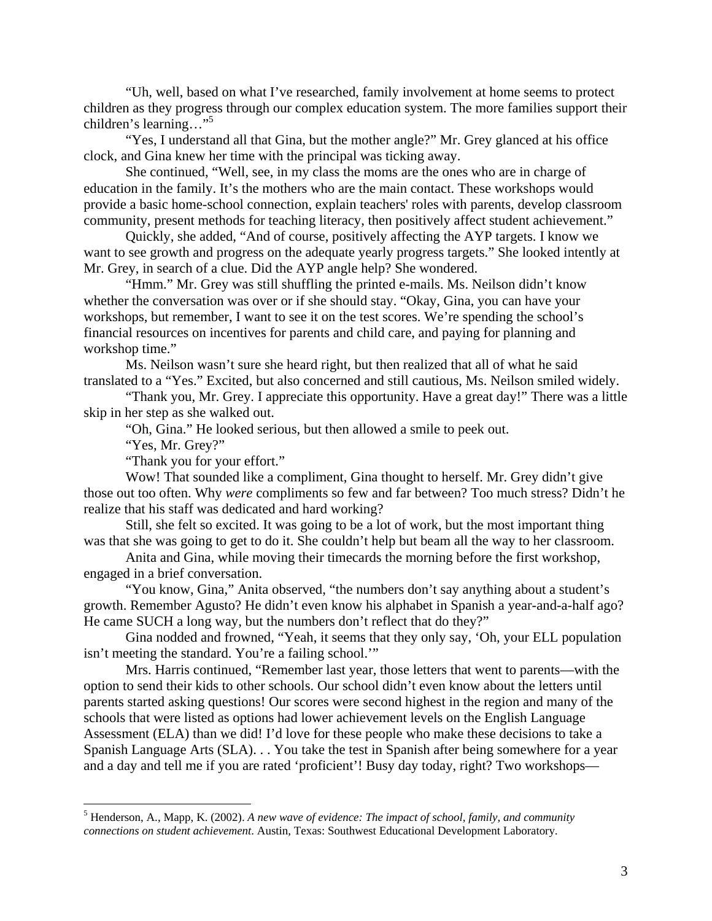"Uh, well, based on what I've researched, family involvement at home seems to protect children as they progress through our complex education system. The more families support their children's learning…"[5]

"Yes, I understand all that Gina, but the mother angle?" Mr. Grey glanced at his office clock, and Gina knew her time with the principal was ticking away.

She continued, "Well, see, in my class the moms are the ones who are in charge of education in the family. It's the mothers who are the main contact. These workshops would provide a basic home-school connection, explain teachers' roles with parents, develop classroom community, present methods for teaching literacy, then positively affect student achievement."

Quickly, she added, "And of course, positively affecting the AYP targets. I know we want to see growth and progress on the adequate yearly progress targets." She looked intently at Mr. Grey, in search of a clue. Did the AYP angle help? She wondered.

"Hmm." Mr. Grey was still shuffling the printed e-mails. Ms. Neilson didn't know whether the conversation was over or if she should stay. "Okay, Gina, you can have your workshops, but remember, I want to see it on the test scores. We're spending the school's financial resources on incentives for parents and child care, and paying for planning and workshop time."

Ms. Neilson wasn't sure she heard right, but then realized that all of what he said translated to a "Yes." Excited, but also concerned and still cautious, Ms. Neilson smiled widely.

"Thank you, Mr. Grey. I appreciate this opportunity. Have a great day!" There was a little skip in her step as she walked out.

"Oh, Gina." He looked serious, but then allowed a smile to peek out.

"Yes, Mr. Grey?"

"Thank you for your effort."

Wow! That sounded like a compliment, Gina thought to herself. Mr. Grey didn't give those out too often. Why *were* compliments so few and far between? Too much stress? Didn't he realize that his staff was dedicated and hard working?

Still, she felt so excited. It was going to be a lot of work, but the most important thing was that she was going to get to do it. She couldn't help but beam all the way to her classroom.

Anita and Gina, while moving their timecards the morning before the first workshop, engaged in a brief conversation.

"You know, Gina," Anita observed, "the numbers don't say anything about a student's growth. Remember Agusto? He didn't even know his alphabet in Spanish a year-and-a-half ago? He came SUCH a long way, but the numbers don't reflect that do they?"

Gina nodded and frowned, "Yeah, it seems that they only say, 'Oh, your ELL population isn't meeting the standard. You're a failing school.'"

Mrs. Harris continued, "Remember last year, those letters that went to parents—with the option to send their kids to other schools. Our school didn't even know about the letters until parents started asking questions! Our scores were second highest in the region and many of the schools that were listed as options had lower achievement levels on the English Language Assessment (ELA) than we did! I'd love for these people who make these decisions to take a Spanish Language Arts (SLA). . . You take the test in Spanish after being somewhere for a year and a day and tell me if you are rated 'proficient'! Busy day today, right? Two workshops—

---

[5] Henderson, A., Mapp, K. (2002). *A new wave of evidence: The impact of school, family, and community connections on student achievement.* Austin, Texas: Southwest Educational Development Laboratory.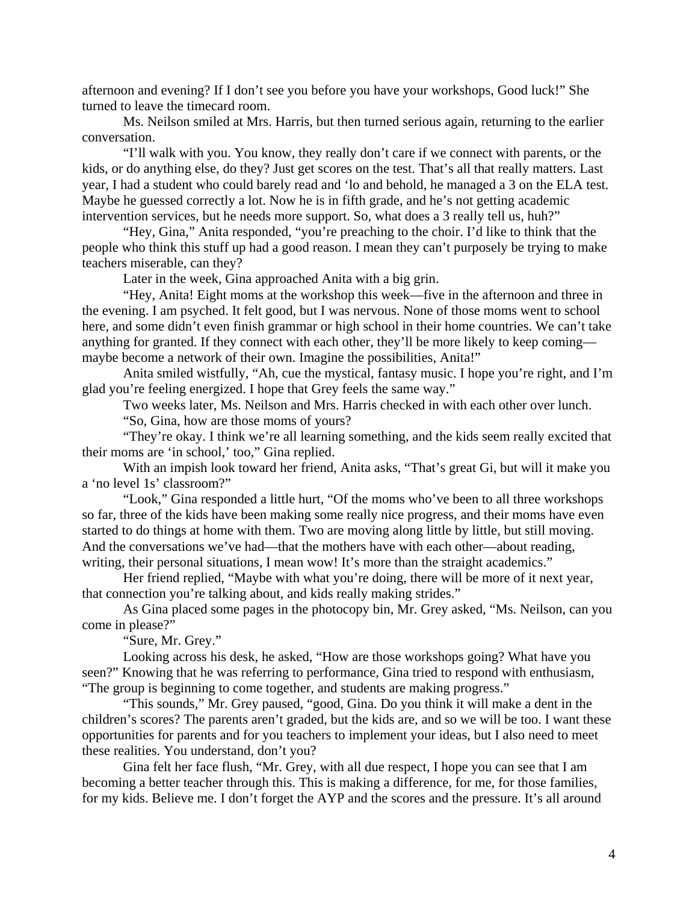afternoon and evening? If I don't see you before you have your workshops, Good luck!" She turned to leave the timecard room.

Ms. Neilson smiled at Mrs. Harris, but then turned serious again, returning to the earlier conversation.

"I'll walk with you. You know, they really don't care if we connect with parents, or the kids, or do anything else, do they? Just get scores on the test. That's all that really matters. Last year, I had a student who could barely read and 'lo and behold, he managed a 3 on the ELA test. Maybe he guessed correctly a lot. Now he is in fifth grade, and he's not getting academic intervention services, but he needs more support. So, what does a 3 really tell us, huh?"

"Hey, Gina," Anita responded, "you're preaching to the choir. I'd like to think that the people who think this stuff up had a good reason. I mean they can't purposely be trying to make teachers miserable, can they?

Later in the week, Gina approached Anita with a big grin.

"Hey, Anita! Eight moms at the workshop this week—five in the afternoon and three in the evening. I am psyched. It felt good, but I was nervous. None of those moms went to school here, and some didn't even finish grammar or high school in their home countries. We can't take anything for granted. If they connect with each other, they'll be more likely to keep coming—maybe become a network of their own. Imagine the possibilities, Anita!"

Anita smiled wistfully, "Ah, cue the mystical, fantasy music. I hope you're right, and I'm glad you're feeling energized. I hope that Grey feels the same way."

Two weeks later, Ms. Neilson and Mrs. Harris checked in with each other over lunch.

"So, Gina, how are those moms of yours?

"They're okay. I think we're all learning something, and the kids seem really excited that their moms are 'in school,' too," Gina replied.

With an impish look toward her friend, Anita asks, "That's great Gi, but will it make you a 'no level 1s' classroom?"

"Look," Gina responded a little hurt, "Of the moms who've been to all three workshops so far, three of the kids have been making some really nice progress, and their moms have even started to do things at home with them. Two are moving along little by little, but still moving. And the conversations we've had—that the mothers have with each other—about reading, writing, their personal situations, I mean wow! It's more than the straight academics."

Her friend replied, "Maybe with what you're doing, there will be more of it next year, that connection you're talking about, and kids really making strides."

As Gina placed some pages in the photocopy bin, Mr. Grey asked, "Ms. Neilson, can you come in please?"

"Sure, Mr. Grey."

Looking across his desk, he asked, "How are those workshops going? What have you seen?" Knowing that he was referring to performance, Gina tried to respond with enthusiasm, "The group is beginning to come together, and students are making progress."

"This sounds," Mr. Grey paused, "good, Gina. Do you think it will make a dent in the children's scores? The parents aren't graded, but the kids are, and so we will be too. I want these opportunities for parents and for you teachers to implement your ideas, but I also need to meet these realities. You understand, don't you?

Gina felt her face flush, "Mr. Grey, with all due respect, I hope you can see that I am becoming a better teacher through this. This is making a difference, for me, for those families, for my kids. Believe me. I don't forget the AYP and the scores and the pressure. It's all around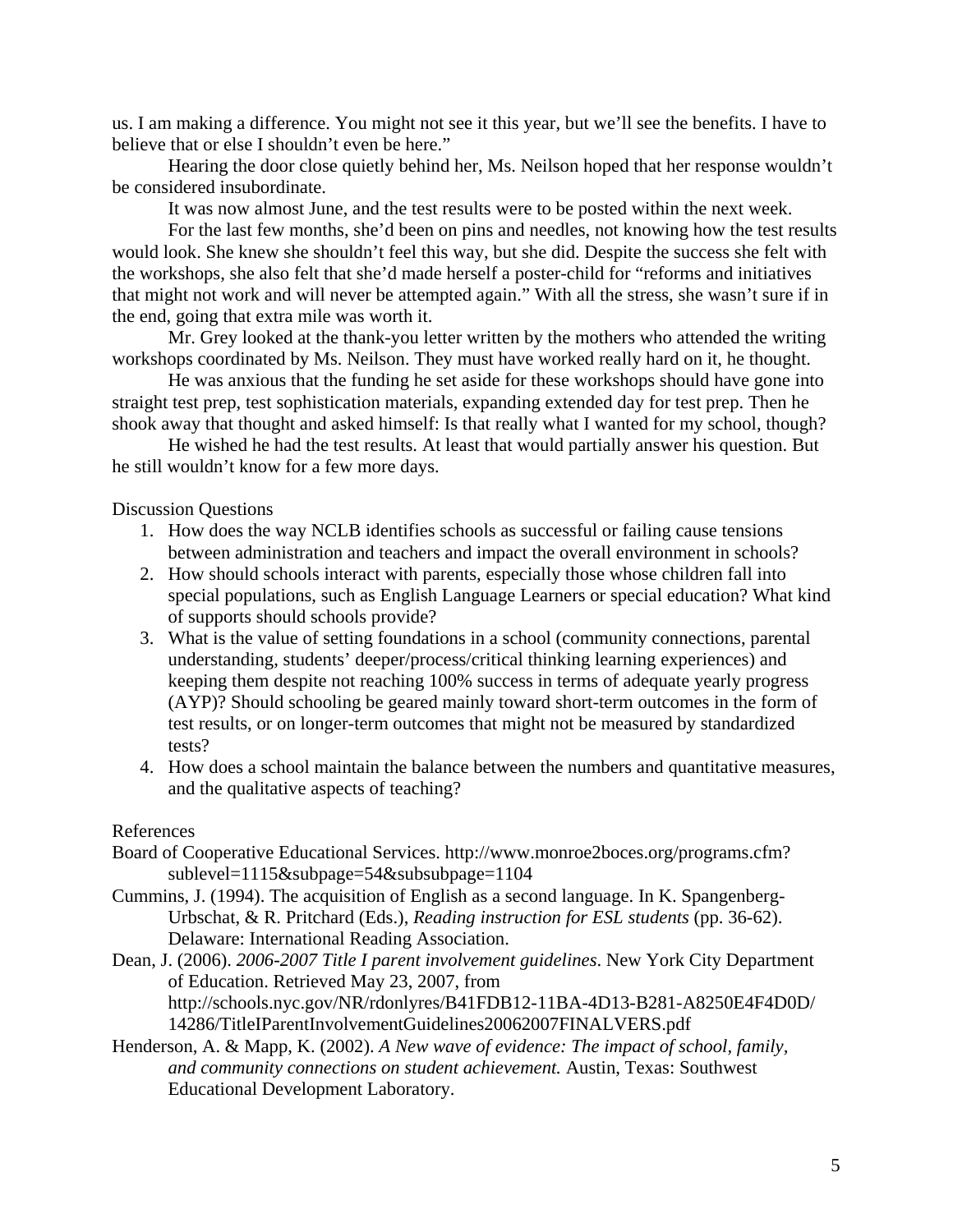us. I am making a difference. You might not see it this year, but we'll see the benefits. I have to believe that or else I shouldn't even be here."

Hearing the door close quietly behind her, Ms. Neilson hoped that her response wouldn't be considered insubordinate.

It was now almost June, and the test results were to be posted within the next week.

For the last few months, she'd been on pins and needles, not knowing how the test results would look. She knew she shouldn't feel this way, but she did. Despite the success she felt with the workshops, she also felt that she'd made herself a poster-child for "reforms and initiatives that might not work and will never be attempted again." With all the stress, she wasn't sure if in the end, going that extra mile was worth it.

Mr. Grey looked at the thank-you letter written by the mothers who attended the writing workshops coordinated by Ms. Neilson. They must have worked really hard on it, he thought.

He was anxious that the funding he set aside for these workshops should have gone into straight test prep, test sophistication materials, expanding extended day for test prep. Then he shook away that thought and asked himself: Is that really what I wanted for my school, though?

He wished he had the test results. At least that would partially answer his question. But he still wouldn't know for a few more days.

Discussion Questions

1. How does the way NCLB identifies schools as successful or failing cause tensions between administration and teachers and impact the overall environment in schools?
2. How should schools interact with parents, especially those whose children fall into special populations, such as English Language Learners or special education? What kind of supports should schools provide?
3. What is the value of setting foundations in a school (community connections, parental understanding, students' deeper/process/critical thinking learning experiences) and keeping them despite not reaching 100% success in terms of adequate yearly progress (AYP)? Should schooling be geared mainly toward short-term outcomes in the form of test results, or on longer-term outcomes that might not be measured by standardized tests?
4. How does a school maintain the balance between the numbers and quantitative measures, and the qualitative aspects of teaching?

References

Board of Cooperative Educational Services. http://www.monroe2boces.org/programs.cfm?sublevel=1115&subpage=54&subsubpage=1104

Cummins, J. (1994). The acquisition of English as a second language. In K. Spangenberg-Urbschat, & R. Pritchard (Eds.), *Reading instruction for ESL students* (pp. 36-62). Delaware: International Reading Association.

Dean, J. (2006). *2006-2007 Title I parent involvement guidelines*. New York City Department of Education. Retrieved May 23, 2007, from http://schools.nyc.gov/NR/rdonlyres/B41FDB12-11BA-4D13-B281-A8250E4F4D0D/14286/TitleIParentInvolvementGuidelines20062007FINALVERS.pdf

Henderson, A. & Mapp, K. (2002). *A New wave of evidence: The impact of school, family, and community connections on student achievement.* Austin, Texas: Southwest Educational Development Laboratory.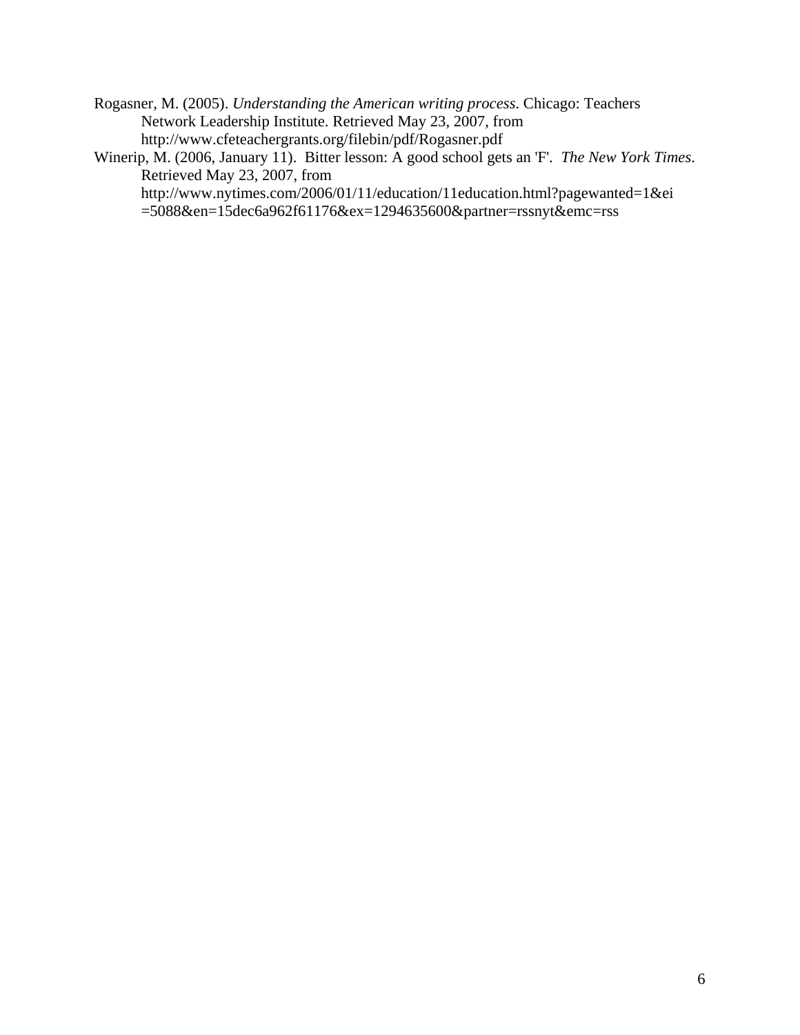Rogasner, M. (2005). *Understanding the American writing process*. Chicago: Teachers Network Leadership Institute. Retrieved May 23, 2007, from http://www.cfeteachergrants.org/filebin/pdf/Rogasner.pdf

Winerip, M. (2006, January 11). Bitter lesson: A good school gets an 'F'. *The New York Times*. Retrieved May 23, 2007, from http://www.nytimes.com/2006/01/11/education/11education.html?pagewanted=1&ei=5088&en=15dec6a962f61176&ex=1294635600&partner=rssnyt&emc=rss